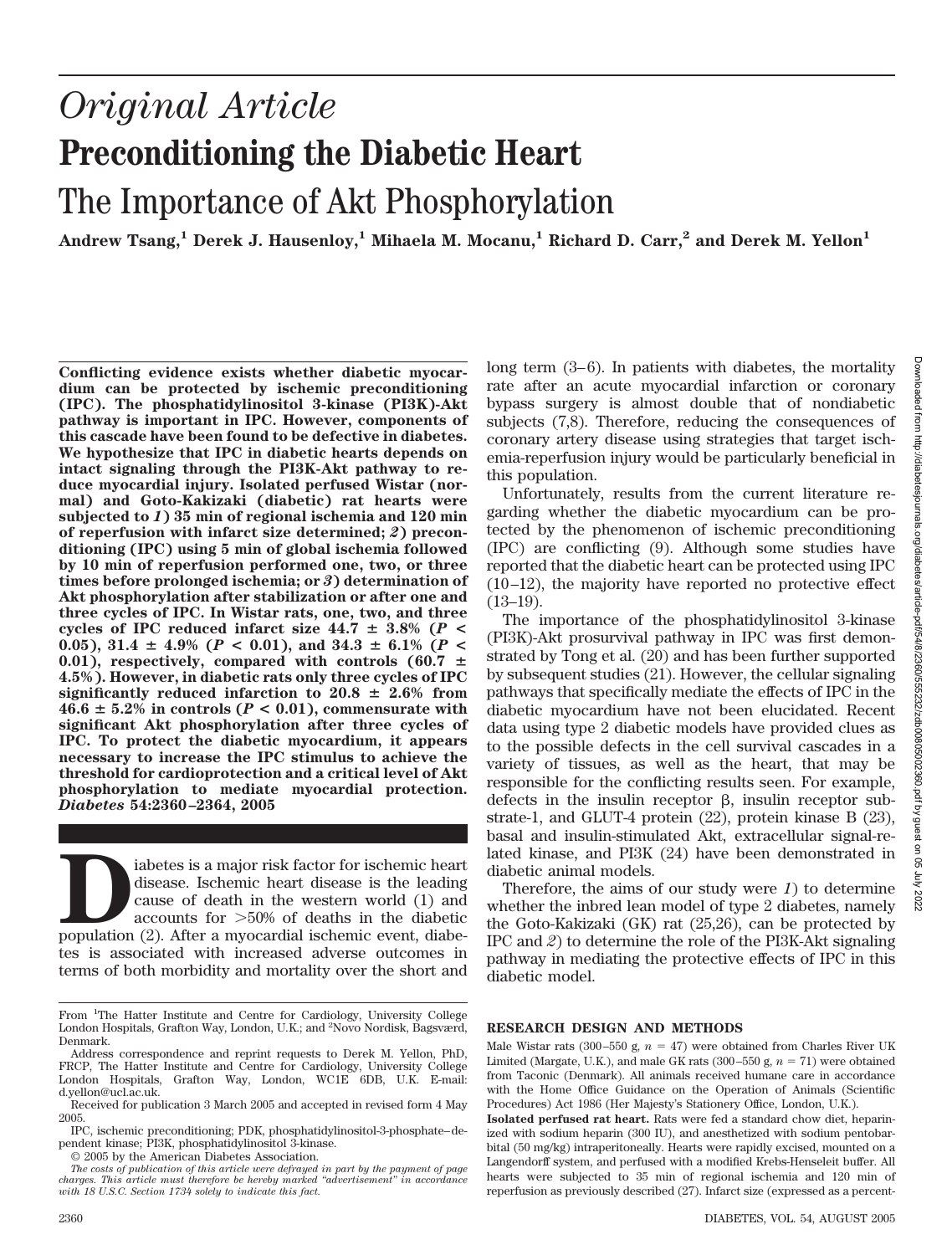# Original Article

# Preconditioning the Diabetic Heart

## The Importance of Akt Phosphorylation

**Andrew Tsang,[1] Derek J. Hausenloy,[1] Mihaela M. Mocanu,[1] Richard D. Carr,[2] and Derek M. Yellon[1]**

**Conflicting evidence exists whether diabetic myocardium can be protected by ischemic preconditioning (IPC). The phosphatidylinositol 3-kinase (PI3K)-Akt pathway is important in IPC. However, components of this cascade have been found to be defective in diabetes. We hypothesize that IPC in diabetic hearts depends on intact signaling through the PI3K-Akt pathway to reduce myocardial injury. Isolated perfused Wistar (normal) and Goto-Kakizaki (diabetic) rat hearts were subjected to *1*) 35 min of regional ischemia and 120 min of reperfusion with infarct size determined; *2*) preconditioning (IPC) using 5 min of global ischemia followed by 10 min of reperfusion performed one, two, or three times before prolonged ischemia; or *3*) determination of Akt phosphorylation after stabilization or after one and three cycles of IPC. In Wistar rats, one, two, and three cycles of IPC reduced infarct size 44.7 ± 3.8% ($P < 0.05$), 31.4 ± 4.9% ($P < 0.01$), and 34.3 ± 6.1% ($P < 0.01$), respectively, compared with controls (60.7 ± 4.5%). However, in diabetic rats only three cycles of IPC significantly reduced infarction to 20.8 ± 2.6% from 46.6 ± 5.2% in controls ($P < 0.01$), commensurate with significant Akt phosphorylation after three cycles of IPC. To protect the diabetic myocardium, it appears necessary to increase the IPC stimulus to achieve the threshold for cardioprotection and a critical level of Akt phosphorylation to mediate myocardial protection. *Diabetes* 54:2360–2364, 2005**

Diabetes is a major risk factor for ischemic heart disease. Ischemic heart disease is the leading cause of death in the western world (1) and accounts for >50% of deaths in the diabetic population (2). After a myocardial ischemic event, diabetes is associated with increased adverse outcomes in terms of both morbidity and mortality over the short and long term (3–6). In patients with diabetes, the mortality rate after an acute myocardial infarction or coronary bypass surgery is almost double that of nondiabetic subjects (7,8). Therefore, reducing the consequences of coronary artery disease using strategies that target ischemia-reperfusion injury would be particularly beneficial in this population.

Unfortunately, results from the current literature regarding whether the diabetic myocardium can be protected by the phenomenon of ischemic preconditioning (IPC) are conflicting (9). Although some studies have reported that the diabetic heart can be protected using IPC (10–12), the majority have reported no protective effect (13–19).

The importance of the phosphatidylinositol 3-kinase (PI3K)-Akt prosurvival pathway in IPC was first demonstrated by Tong et al. (20) and has been further supported by subsequent studies (21). However, the cellular signaling pathways that specifically mediate the effects of IPC in the diabetic myocardium have not been elucidated. Recent data using type 2 diabetic models have provided clues as to the possible defects in the cell survival cascades in a variety of tissues, as well as the heart, that may be responsible for the conflicting results seen. For example, defects in the insulin receptor β, insulin receptor substrate-1, and GLUT-4 protein (22), protein kinase B (23), basal and insulin-stimulated Akt, extracellular signal-related kinase, and PI3K (24) have been demonstrated in diabetic animal models.

Therefore, the aims of our study were *1*) to determine whether the inbred lean model of type 2 diabetes, namely the Goto-Kakizaki (GK) rat (25,26), can be protected by IPC and *2*) to determine the role of the PI3K-Akt signaling pathway in mediating the protective effects of IPC in this diabetic model.

## RESEARCH DESIGN AND METHODS

Male Wistar rats (300–550 g, $n = 47$) were obtained from Charles River UK Limited (Margate, U.K.), and male GK rats (300–550 g, $n = 71$) were obtained from Taconic (Denmark). All animals received humane care in accordance with the Home Office Guidance on the Operation of Animals (Scientific Procedures) Act 1986 (Her Majesty's Stationery Office, London, U.K.).

**Isolated perfused rat heart.** Rats were fed a standard chow diet, heparinized with sodium heparin (300 IU), and anesthetized with sodium pentobarbital (50 mg/kg) intraperitoneally. Hearts were rapidly excised, mounted on a Langendorff system, and perfused with a modified Krebs-Henseleit buffer. All hearts were subjected to 35 min of regional ischemia and 120 min of reperfusion as previously described (27). Infarct size (expressed as a percent-

From [1]The Hatter Institute and Centre for Cardiology, University College London Hospitals, Grafton Way, London, U.K.; and [2]Novo Nordisk, Bagsværd, Denmark.

Address correspondence and reprint requests to Derek M. Yellon, PhD, FRCP, The Hatter Institute and Centre for Cardiology, University College London Hospitals, Grafton Way, London, WC1E 6DB, U.K. E-mail: d.yellon@ucl.ac.uk.

Received for publication 3 March 2005 and accepted in revised form 4 May 2005.

IPC, ischemic preconditioning; PDK, phosphatidylinositol-3-phosphate–dependent kinase; PI3K, phosphatidylinositol 3-kinase.

© 2005 by the American Diabetes Association.

*The costs of publication of this article were defrayed in part by the payment of page charges. This article must therefore be hereby marked "advertisement" in accordance with 18 U.S.C. Section 1734 solely to indicate this fact.*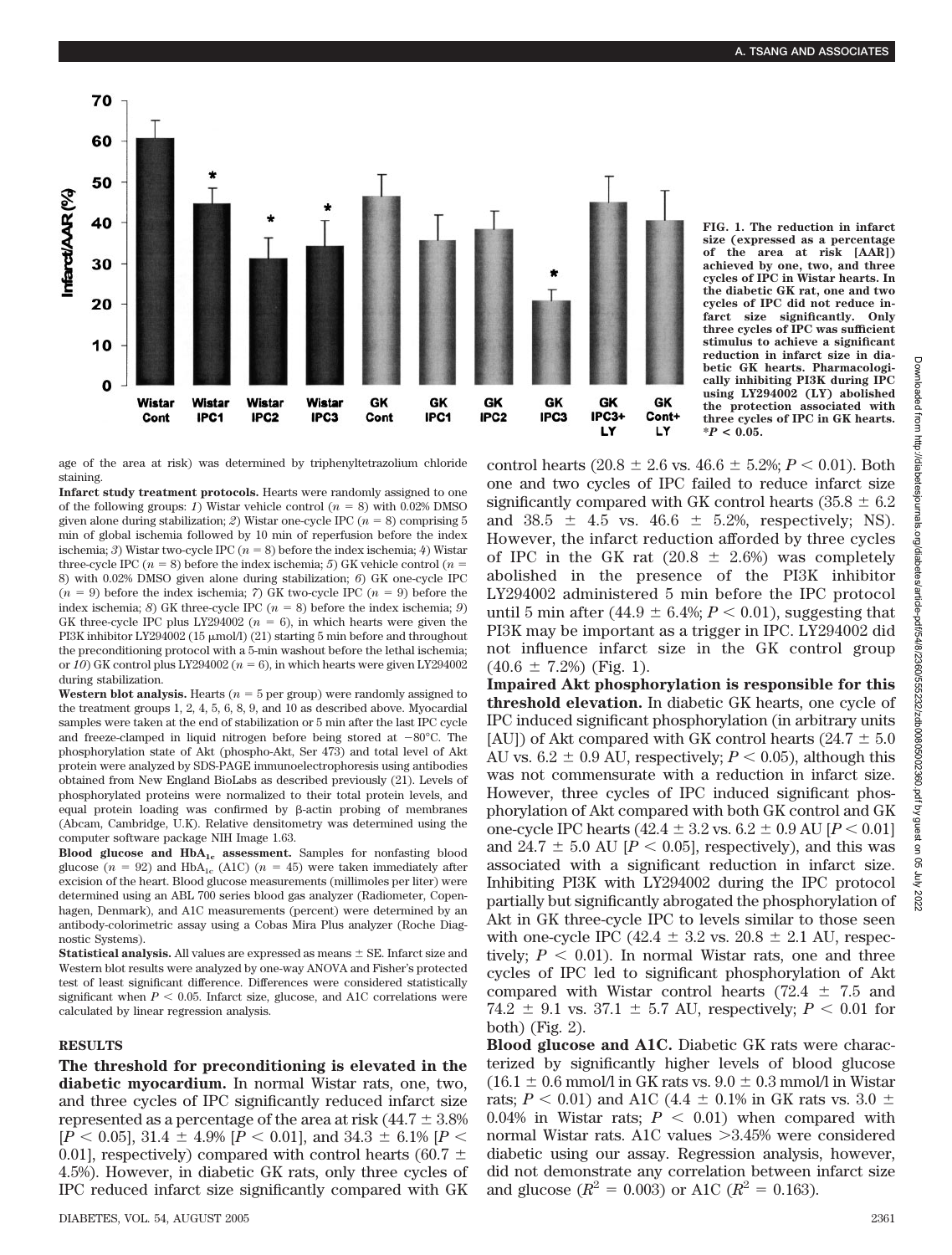FIG. 1. The reduction in infarct size (expressed as a percentage of the area at risk [AAR]) achieved by one, two, and three cycles of IPC in Wistar hearts. In the diabetic GK rat, one and two cycles of IPC did not reduce infarct size significantly. Only three cycles of IPC was sufficient stimulus to achieve a significant reduction in infarct size in diabetic GK hearts. Pharmacologically inhibiting PI3K during IPC using LY294002 (LY) abolished the protection associated with three cycles of IPC in GK hearts. $*P < 0.05$.

age of the area at risk) was determined by triphenyltetrazolium chloride staining.

**Infarct study treatment protocols.** Hearts were randomly assigned to one of the following groups: *1*) Wistar vehicle control ($n = 8$) with 0.02% DMSO given alone during stabilization; *2*) Wistar one-cycle IPC ($n = 8$) comprising 5 min of global ischemia followed by 10 min of reperfusion before the index ischemia; *3*) Wistar two-cycle IPC ($n = 8$) before the index ischemia; *4*) Wistar three-cycle IPC ($n = 8$) before the index ischemia; *5*) GK vehicle control ($n = 8$) with 0.02% DMSO given alone during stabilization; *6*) GK one-cycle IPC ($n = 9$) before the index ischemia; *7*) GK two-cycle IPC ($n = 9$) before the index ischemia; *8*) GK three-cycle IPC ($n = 8$) before the index ischemia; *9*) GK three-cycle IPC plus LY294002 ($n = 6$), in which hearts were given the PI3K inhibitor LY294002 (15 μmol/l) (21) starting 5 min before and throughout the preconditioning protocol with a 5-min washout before the lethal ischemia; or *10*) GK control plus LY294002 ($n = 6$), in which hearts were given LY294002 during stabilization.

**Western blot analysis.** Hearts ($n = 5$ per group) were randomly assigned to the treatment groups 1, 2, 4, 5, 6, 8, 9, and 10 as described above. Myocardial samples were taken at the end of stabilization or 5 min after the last IPC cycle and freeze-clamped in liquid nitrogen before being stored at −80°C. The phosphorylation state of Akt (phospho-Akt, Ser 473) and total level of Akt protein were analyzed by SDS-PAGE immunoelectrophoresis using antibodies obtained from New England BioLabs as described previously (21). Levels of phosphorylated proteins were normalized to their total protein levels, and equal protein loading was confirmed by β-actin probing of membranes (Abcam, Cambridge, U.K). Relative densitometry was determined using the computer software package NIH Image 1.63.

**Blood glucose and $HbA_{1c}$ assessment.** Samples for nonfasting blood glucose ($n = 92$) and $HbA_{1c}$ (A1C) ($n = 45$) were taken immediately after excision of the heart. Blood glucose measurements (millimoles per liter) were determined using an ABL 700 series blood gas analyzer (Radiometer, Copenhagen, Denmark), and A1C measurements (percent) were determined by an antibody-colorimetric assay using a Cobas Mira Plus analyzer (Roche Diagnostic Systems).

**Statistical analysis.** All values are expressed as means ± SE. Infarct size and Western blot results were analyzed by one-way ANOVA and Fisher's protected test of least significant difference. Differences were considered statistically significant when $P < 0.05$. Infarct size, glucose, and A1C correlations were calculated by linear regression analysis.

## RESULTS

**The threshold for preconditioning is elevated in the diabetic myocardium.** In normal Wistar rats, one, two, and three cycles of IPC significantly reduced infarct size represented as a percentage of the area at risk (44.7 ± 3.8% [$P < 0.05$], 31.4 ± 4.9% [$P < 0.01$], and 34.3 ± 6.1% [$P < 0.01$], respectively) compared with control hearts (60.7 ± 4.5%). However, in diabetic GK rats, only three cycles of IPC reduced infarct size significantly compared with GK control hearts (20.8 ± 2.6 vs. 46.6 ± 5.2%; $P < 0.01$). Both one and two cycles of IPC failed to reduce infarct size significantly compared with GK control hearts (35.8 ± 6.2 and 38.5 ± 4.5 vs. 46.6 ± 5.2%, respectively; NS). However, the infarct reduction afforded by three cycles of IPC in the GK rat (20.8 ± 2.6%) was completely abolished in the presence of the PI3K inhibitor LY294002 administered 5 min before the IPC protocol until 5 min after (44.9 ± 6.4%; $P < 0.01$), suggesting that PI3K may be important as a trigger in IPC. LY294002 did not influence infarct size in the GK control group (40.6 ± 7.2%) (Fig. 1).

**Impaired Akt phosphorylation is responsible for this threshold elevation.** In diabetic GK hearts, one cycle of IPC induced significant phosphorylation (in arbitrary units [AU]) of Akt compared with GK control hearts (24.7 ± 5.0 AU vs. 6.2 ± 0.9 AU, respectively; $P < 0.05$), although this was not commensurate with a reduction in infarct size. However, three cycles of IPC induced significant phosphorylation of Akt compared with both GK control and GK one-cycle IPC hearts (42.4 ± 3.2 vs. 6.2 ± 0.9 AU [$P < 0.01$] and 24.7 ± 5.0 AU [$P < 0.05$], respectively), and this was associated with a significant reduction in infarct size. Inhibiting PI3K with LY294002 during the IPC protocol partially but significantly abrogated the phosphorylation of Akt in GK three-cycle IPC to levels similar to those seen with one-cycle IPC (42.4 ± 3.2 vs. 20.8 ± 2.1 AU, respectively; $P < 0.01$). In normal Wistar rats, one and three cycles of IPC led to significant phosphorylation of Akt compared with Wistar control hearts (72.4 ± 7.5 and 74.2 ± 9.1 vs. 37.1 ± 5.7 AU, respectively; $P < 0.01$ for both) (Fig. 2).

**Blood glucose and A1C.** Diabetic GK rats were characterized by significantly higher levels of blood glucose (16.1 ± 0.6 mmol/l in GK rats vs. 9.0 ± 0.3 mmol/l in Wistar rats; $P < 0.01$) and A1C (4.4 ± 0.1% in GK rats vs. 3.0 ± 0.04% in Wistar rats; $P < 0.01$) when compared with normal Wistar rats. A1C values >3.45% were considered diabetic using our assay. Regression analysis, however, did not demonstrate any correlation between infarct size and glucose ($R^2 = 0.003$) or A1C ($R^2 = 0.163$).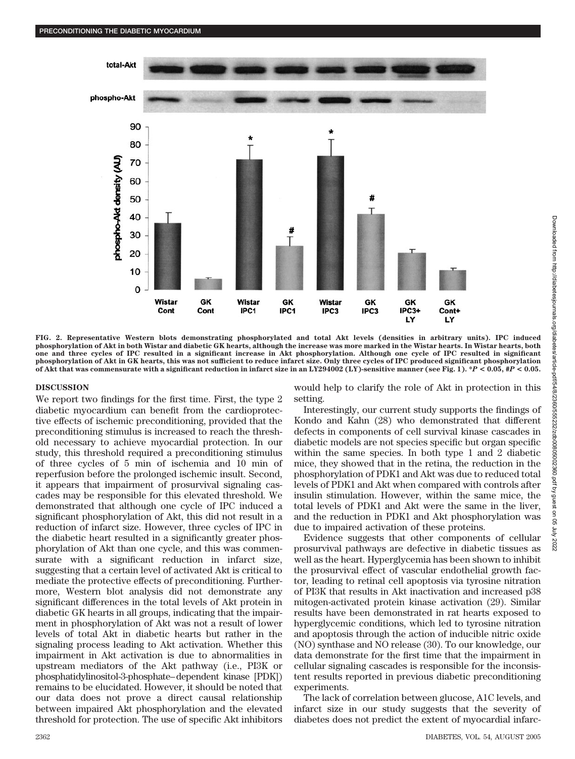FIG. 2. Representative Western blots demonstrating phosphorylated and total Akt levels (densities in arbitrary units). IPC induced phosphorylation of Akt in both Wistar and diabetic GK hearts, although the increase was more marked in the Wistar hearts. In Wistar hearts, both one and three cycles of IPC resulted in a significant increase in Akt phosphorylation. Although one cycle of IPC resulted in significant phosphorylation of Akt in GK hearts, this was not sufficient to reduce infarct size. Only three cycles of IPC produced significant phosphorylation of Akt that was commensurate with a significant reduction in infarct size in an LY294002 (LY)-sensitive manner (see Fig. 1). \*$P < 0.05$, #$P < 0.05$.

## DISCUSSION

We report two findings for the first time. First, the type 2 diabetic myocardium can benefit from the cardioprotective effects of ischemic preconditioning, provided that the preconditioning stimulus is increased to reach the threshold necessary to achieve myocardial protection. In our study, this threshold required a preconditioning stimulus of three cycles of 5 min of ischemia and 10 min of reperfusion before the prolonged ischemic insult. Second, it appears that impairment of prosurvival signaling cascades may be responsible for this elevated threshold. We demonstrated that although one cycle of IPC induced a significant phosphorylation of Akt, this did not result in a reduction of infarct size. However, three cycles of IPC in the diabetic heart resulted in a significantly greater phosphorylation of Akt than one cycle, and this was commensurate with a significant reduction in infarct size, suggesting that a certain level of activated Akt is critical to mediate the protective effects of preconditioning. Furthermore, Western blot analysis did not demonstrate any significant differences in the total levels of Akt protein in diabetic GK hearts in all groups, indicating that the impairment in phosphorylation of Akt was not a result of lower levels of total Akt in diabetic hearts but rather in the signaling process leading to Akt activation. Whether this impairment in Akt activation is due to abnormalities in upstream mediators of the Akt pathway (i.e., PI3K or phosphatidylinositol-3-phosphate–dependent kinase [PDK]) remains to be elucidated. However, it should be noted that our data does not prove a direct causal relationship between impaired Akt phosphorylation and the elevated threshold for protection. The use of specific Akt inhibitors would help to clarify the role of Akt in protection in this setting.

Interestingly, our current study supports the findings of Kondo and Kahn (28) who demonstrated that different defects in components of cell survival kinase cascades in diabetic models are not species specific but organ specific within the same species. In both type 1 and 2 diabetic mice, they showed that in the retina, the reduction in the phosphorylation of PDK1 and Akt was due to reduced total levels of PDK1 and Akt when compared with controls after insulin stimulation. However, within the same mice, the total levels of PDK1 and Akt were the same in the liver, and the reduction in PDK1 and Akt phosphorylation was due to impaired activation of these proteins.

Evidence suggests that other components of cellular prosurvival pathways are defective in diabetic tissues as well as the heart. Hyperglycemia has been shown to inhibit the prosurvival effect of vascular endothelial growth factor, leading to retinal cell apoptosis via tyrosine nitration of PI3K that results in Akt inactivation and increased p38 mitogen-activated protein kinase activation (29). Similar results have been demonstrated in rat hearts exposed to hyperglycemic conditions, which led to tyrosine nitration and apoptosis through the action of inducible nitric oxide (NO) synthase and NO release (30). To our knowledge, our data demonstrate for the first time that the impairment in cellular signaling cascades is responsible for the inconsistent results reported in previous diabetic preconditioning experiments.

The lack of correlation between glucose, A1C levels, and infarct size in our study suggests that the severity of diabetes does not predict the extent of myocardial infarc-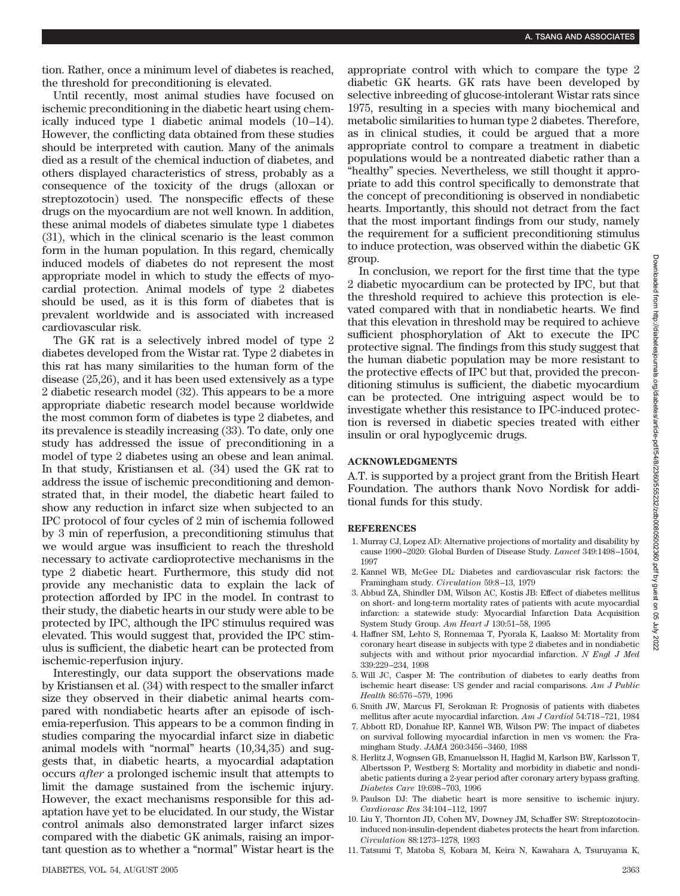tion. Rather, once a minimum level of diabetes is reached, the threshold for preconditioning is elevated.

Until recently, most animal studies have focused on ischemic preconditioning in the diabetic heart using chemically induced type 1 diabetic animal models (10–14). However, the conflicting data obtained from these studies should be interpreted with caution. Many of the animals died as a result of the chemical induction of diabetes, and others displayed characteristics of stress, probably as a consequence of the toxicity of the drugs (alloxan or streptozotocin) used. The nonspecific effects of these drugs on the myocardium are not well known. In addition, these animal models of diabetes simulate type 1 diabetes (31), which in the clinical scenario is the least common form in the human population. In this regard, chemically induced models of diabetes do not represent the most appropriate model in which to study the effects of myocardial protection. Animal models of type 2 diabetes should be used, as it is this form of diabetes that is prevalent worldwide and is associated with increased cardiovascular risk.

The GK rat is a selectively inbred model of type 2 diabetes developed from the Wistar rat. Type 2 diabetes in this rat has many similarities to the human form of the disease (25,26), and it has been used extensively as a type 2 diabetic research model (32). This appears to be a more appropriate diabetic research model because worldwide the most common form of diabetes is type 2 diabetes, and its prevalence is steadily increasing (33). To date, only one study has addressed the issue of preconditioning in a model of type 2 diabetes using an obese and lean animal. In that study, Kristiansen et al. (34) used the GK rat to address the issue of ischemic preconditioning and demonstrated that, in their model, the diabetic heart failed to show any reduction in infarct size when subjected to an IPC protocol of four cycles of 2 min of ischemia followed by 3 min of reperfusion, a preconditioning stimulus that we would argue was insufficient to reach the threshold necessary to activate cardioprotective mechanisms in the type 2 diabetic heart. Furthermore, this study did not provide any mechanistic data to explain the lack of protection afforded by IPC in the model. In contrast to their study, the diabetic hearts in our study were able to be protected by IPC, although the IPC stimulus required was elevated. This would suggest that, provided the IPC stimulus is sufficient, the diabetic heart can be protected from ischemic-reperfusion injury.

Interestingly, our data support the observations made by Kristiansen et al. (34) with respect to the smaller infarct size they observed in their diabetic animal hearts compared with nondiabetic hearts after an episode of ischemia-reperfusion. This appears to be a common finding in studies comparing the myocardial infarct size in diabetic animal models with "normal" hearts (10,34,35) and suggests that, in diabetic hearts, a myocardial adaptation occurs *after* a prolonged ischemic insult that attempts to limit the damage sustained from the ischemic injury. However, the exact mechanisms responsible for this adaptation have yet to be elucidated. In our study, the Wistar control animals also demonstrated larger infarct sizes compared with the diabetic GK animals, raising an important question as to whether a "normal" Wistar heart is the appropriate control with which to compare the type 2 diabetic GK hearts. GK rats have been developed by selective inbreeding of glucose-intolerant Wistar rats since 1975, resulting in a species with many biochemical and metabolic similarities to human type 2 diabetes. Therefore, as in clinical studies, it could be argued that a more appropriate control to compare a treatment in diabetic populations would be a nontreated diabetic rather than a "healthy" species. Nevertheless, we still thought it appropriate to add this control specifically to demonstrate that the concept of preconditioning is observed in nondiabetic hearts. Importantly, this should not detract from the fact that the most important findings from our study, namely the requirement for a sufficient preconditioning stimulus to induce protection, was observed within the diabetic GK group.

In conclusion, we report for the first time that the type 2 diabetic myocardium can be protected by IPC, but that the threshold required to achieve this protection is elevated compared with that in nondiabetic hearts. We find that this elevation in threshold may be required to achieve sufficient phosphorylation of Akt to execute the IPC protective signal. The findings from this study suggest that the human diabetic population may be more resistant to the protective effects of IPC but that, provided the preconditioning stimulus is sufficient, the diabetic myocardium can be protected. One intriguing aspect would be to investigate whether this resistance to IPC-induced protection is reversed in diabetic species treated with either insulin or oral hypoglycemic drugs.

## ACKNOWLEDGMENTS

A.T. is supported by a project grant from the British Heart Foundation. The authors thank Novo Nordisk for additional funds for this study.

## REFERENCES

1. Murray CJ, Lopez AD: Alternative projections of mortality and disability by cause 1990–2020: Global Burden of Disease Study. *Lancet* 349:1498–1504, 1997
2. Kannel WB, McGee DL: Diabetes and cardiovascular risk factors: the Framingham study. *Circulation* 59:8–13, 1979
3. Abbud ZA, Shindler DM, Wilson AC, Kostis JB: Effect of diabetes mellitus on short- and long-term mortality rates of patients with acute myocardial infarction: a statewide study: Myocardial Infarction Data Acquisition System Study Group. *Am Heart J* 130:51–58, 1995
4. Haffner SM, Lehto S, Ronnemaa T, Pyorala K, Laakso M: Mortality from coronary heart disease in subjects with type 2 diabetes and in nondiabetic subjects with and without prior myocardial infarction. *N Engl J Med* 339:229–234, 1998
5. Will JC, Casper M: The contribution of diabetes to early deaths from ischemic heart disease: US gender and racial comparisons. *Am J Public Health* 86:576–579, 1996
6. Smith JW, Marcus FI, Serokman R: Prognosis of patients with diabetes mellitus after acute myocardial infarction. *Am J Cardiol* 54:718–721, 1984
7. Abbott RD, Donahue RP, Kannel WB, Wilson PW: The impact of diabetes on survival following myocardial infarction in men vs women: the Framingham Study. *JAMA* 260:3456–3460, 1988
8. Herlitz J, Wognsen GB, Emanuelsson H, Haglid M, Karlson BW, Karlsson T, Albertsson P, Westberg S: Mortality and morbidity in diabetic and nondiabetic patients during a 2-year period after coronary artery bypass grafting. *Diabetes Care* 19:698–703, 1996
9. Paulson DJ: The diabetic heart is more sensitive to ischemic injury. *Cardiovasc Res* 34:104–112, 1997
10. Liu Y, Thornton JD, Cohen MV, Downey JM, Schaffer SW: Streptozotocin-induced non-insulin-dependent diabetes protects the heart from infarction. *Circulation* 88:1273–1278, 1993
11. Tatsumi T, Matoba S, Kobara M, Keira N, Kawahara A, Tsuruyama K,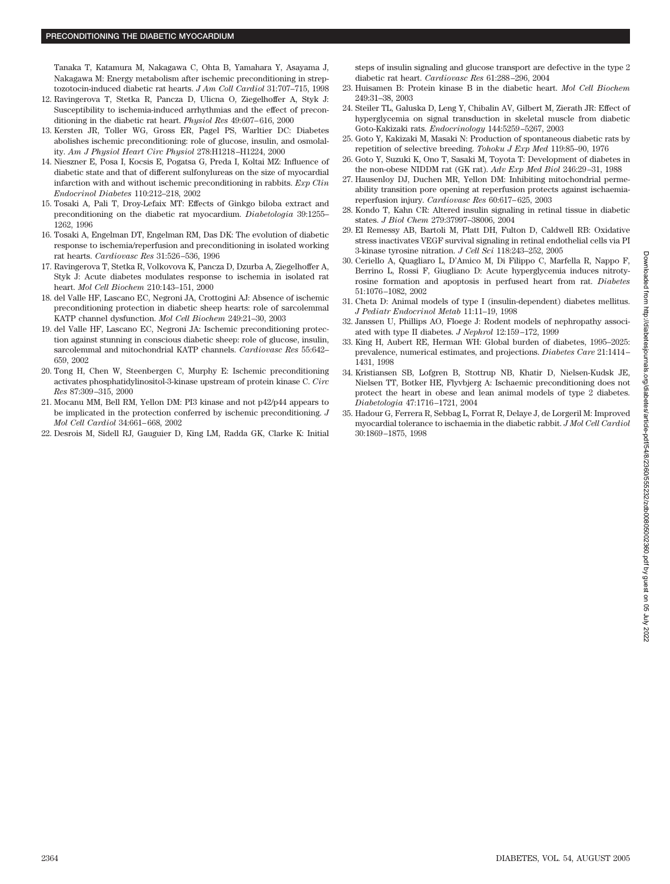Tanaka T, Katamura M, Nakagawa C, Ohta B, Yamahara Y, Asayama J, Nakagawa M: Energy metabolism after ischemic preconditioning in streptozotocin-induced diabetic rat hearts. *J Am Coll Cardiol* 31:707–715, 1998

12. Ravingerova T, Stetka R, Pancza D, Ulicna O, Ziegelhoffer A, Styk J: Susceptibility to ischemia-induced arrhythmias and the effect of preconditioning in the diabetic rat heart. *Physiol Res* 49:607–616, 2000
13. Kersten JR, Toller WG, Gross ER, Pagel PS, Warltier DC: Diabetes abolishes ischemic preconditioning: role of glucose, insulin, and osmolality. *Am J Physiol Heart Circ Physiol* 278:H1218–H1224, 2000
14. Nieszner E, Posa I, Kocsis E, Pogatsa G, Preda I, Koltai MZ: Influence of diabetic state and that of different sulfonylureas on the size of myocardial infarction with and without ischemic preconditioning in rabbits. *Exp Clin Endocrinol Diabetes* 110:212–218, 2002
15. Tosaki A, Pali T, Droy-Lefaix MT: Effects of Ginkgo biloba extract and preconditioning on the diabetic rat myocardium. *Diabetologia* 39:1255–1262, 1996
16. Tosaki A, Engelman DT, Engelman RM, Das DK: The evolution of diabetic response to ischemia/reperfusion and preconditioning in isolated working rat hearts. *Cardiovasc Res* 31:526–536, 1996
17. Ravingerova T, Stetka R, Volkovova K, Pancza D, Dzurba A, Ziegelhoffer A, Styk J: Acute diabetes modulates response to ischemia in isolated rat heart. *Mol Cell Biochem* 210:143–151, 2000
18. del Valle HF, Lascano EC, Negroni JA, Crottogini AJ: Absence of ischemic preconditioning protection in diabetic sheep hearts: role of sarcolemmal KATP channel dysfunction. *Mol Cell Biochem* 249:21–30, 2003
19. del Valle HF, Lascano EC, Negroni JA: Ischemic preconditioning protection against stunning in conscious diabetic sheep: role of glucose, insulin, sarcolemmal and mitochondrial KATP channels. *Cardiovasc Res* 55:642–659, 2002
20. Tong H, Chen W, Steenbergen C, Murphy E: Ischemic preconditioning activates phosphatidylinositol-3-kinase upstream of protein kinase C. *Circ Res* 87:309–315, 2000
21. Mocanu MM, Bell RM, Yellon DM: PI3 kinase and not p42/p44 appears to be implicated in the protection conferred by ischemic preconditioning. *J Mol Cell Cardiol* 34:661–668, 2002
22. Desrois M, Sidell RJ, Gauguier D, King LM, Radda GK, Clarke K: Initial steps of insulin signaling and glucose transport are defective in the type 2 diabetic rat heart. *Cardiovasc Res* 61:288–296, 2004
23. Huisamen B: Protein kinase B in the diabetic heart. *Mol Cell Biochem* 249:31–38, 2003
24. Steiler TL, Galuska D, Leng Y, Chibalin AV, Gilbert M, Zierath JR: Effect of hyperglycemia on signal transduction in skeletal muscle from diabetic Goto-Kakizaki rats. *Endocrinology* 144:5259–5267, 2003
25. Goto Y, Kakizaki M, Masaki N: Production of spontaneous diabetic rats by repetition of selective breeding. *Tohoku J Exp Med* 119:85–90, 1976
26. Goto Y, Suzuki K, Ono T, Sasaki M, Toyota T: Development of diabetes in the non-obese NIDDM rat (GK rat). *Adv Exp Med Biol* 246:29–31, 1988
27. Hausenloy DJ, Duchen MR, Yellon DM: Inhibiting mitochondrial permeability transition pore opening at reperfusion protects against ischaemia-reperfusion injury. *Cardiovasc Res* 60:617–625, 2003
28. Kondo T, Kahn CR: Altered insulin signaling in retinal tissue in diabetic states. *J Biol Chem* 279:37997–38006, 2004
29. El Remessy AB, Bartoli M, Platt DH, Fulton D, Caldwell RB: Oxidative stress inactivates VEGF survival signaling in retinal endothelial cells via PI 3-kinase tyrosine nitration. *J Cell Sci* 118:243–252, 2005
30. Ceriello A, Quagliaro L, D'Amico M, Di Filippo C, Marfella R, Nappo F, Berrino L, Rossi F, Giugliano D: Acute hyperglycemia induces nitrotyrosine formation and apoptosis in perfused heart from rat. *Diabetes* 51:1076–1082, 2002
31. Cheta D: Animal models of type I (insulin-dependent) diabetes mellitus. *J Pediatr Endocrinol Metab* 11:11–19, 1998
32. Janssen U, Phillips AO, Floege J: Rodent models of nephropathy associated with type II diabetes. *J Nephrol* 12:159–172, 1999
33. King H, Aubert RE, Herman WH: Global burden of diabetes, 1995–2025: prevalence, numerical estimates, and projections. *Diabetes Care* 21:1414–1431, 1998
34. Kristiansen SB, Lofgren B, Stottrup NB, Khatir D, Nielsen-Kudsk JE, Nielsen TT, Botker HE, Flyvbjerg A: Ischaemic preconditioning does not protect the heart in obese and lean animal models of type 2 diabetes. *Diabetologia* 47:1716–1721, 2004
35. Hadour G, Ferrera R, Sebbag L, Forrat R, Delaye J, de Lorgeril M: Improved myocardial tolerance to ischaemia in the diabetic rabbit. *J Mol Cell Cardiol* 30:1869–1875, 1998